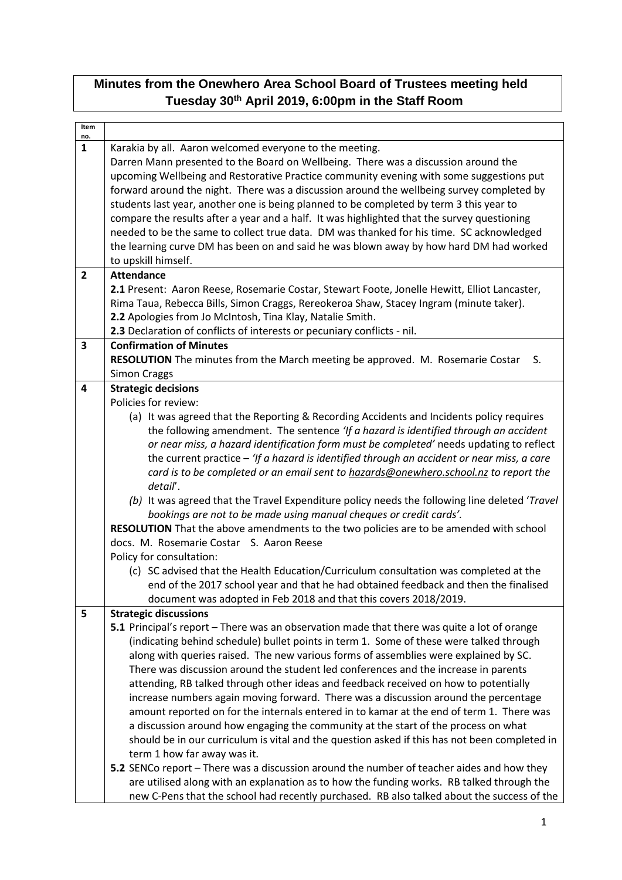# Minutes from the Onewhero Area School Board of Trustees meeting held Tuesday 30th April 2019, 6:00pm in the Staff Room

| Item no. | |
|---|---|
| **1** | Karakia by all. Aaron welcomed everyone to the meeting.<br>Darren Mann presented to the Board on Wellbeing. There was a discussion around the upcoming Wellbeing and Restorative Practice community evening with some suggestions put forward around the night. There was a discussion around the wellbeing survey completed by students last year, another one is being planned to be completed by term 3 this year to compare the results after a year and a half. It was highlighted that the survey questioning needed to be the same to collect true data. DM was thanked for his time. SC acknowledged the learning curve DM has been on and said he was blown away by how hard DM had worked to upskill himself. |
| **2** | **Attendance**<br>**2.1** Present: Aaron Reese, Rosemarie Costar, Stewart Foote, Jonelle Hewitt, Elliot Lancaster, Rima Taua, Rebecca Bills, Simon Craggs, Rereokeroa Shaw, Stacey Ingram (minute taker).<br>**2.2** Apologies from Jo McIntosh, Tina Klay, Natalie Smith.<br>**2.3** Declaration of conflicts of interests or pecuniary conflicts - nil. |
| **3** | **Confirmation of Minutes**<br>**RESOLUTION** The minutes from the March meeting be approved. M. Rosemarie Costar S. Simon Craggs |
| **4** | **Strategic decisions**<br>Policies for review:<br>(a) It was agreed that the Reporting & Recording Accidents and Incidents policy requires the following amendment. The sentence *'If a hazard is identified through an accident or near miss, a hazard identification form must be completed'* needs updating to reflect the current practice – *'If a hazard is identified through an accident or near miss, a care card is to be completed or an email sent to hazards@onewhero.school.nz to report the detail*'.<br>*(b)* It was agreed that the Travel Expenditure policy needs the following line deleted '*Travel bookings are not to be made using manual cheques or credit cards'.*<br>**RESOLUTION** That the above amendments to the two policies are to be amended with school docs. M. Rosemarie Costar S. Aaron Reese<br>Policy for consultation:<br>(c) SC advised that the Health Education/Curriculum consultation was completed at the end of the 2017 school year and that he had obtained feedback and then the finalised document was adopted in Feb 2018 and that this covers 2018/2019. |
| **5** | **Strategic discussions**<br>**5.1** Principal's report – There was an observation made that there was quite a lot of orange (indicating behind schedule) bullet points in term 1. Some of these were talked through along with queries raised. The new various forms of assemblies were explained by SC. There was discussion around the student led conferences and the increase in parents attending, RB talked through other ideas and feedback received on how to potentially increase numbers again moving forward. There was a discussion around the percentage amount reported on for the internals entered in to kamar at the end of term 1. There was a discussion around how engaging the community at the start of the process on what should be in our curriculum is vital and the question asked if this has not been completed in term 1 how far away was it.<br>**5.2** SENCo report – There was a discussion around the number of teacher aides and how they are utilised along with an explanation as to how the funding works. RB talked through the new C-Pens that the school had recently purchased. RB also talked about the success of the |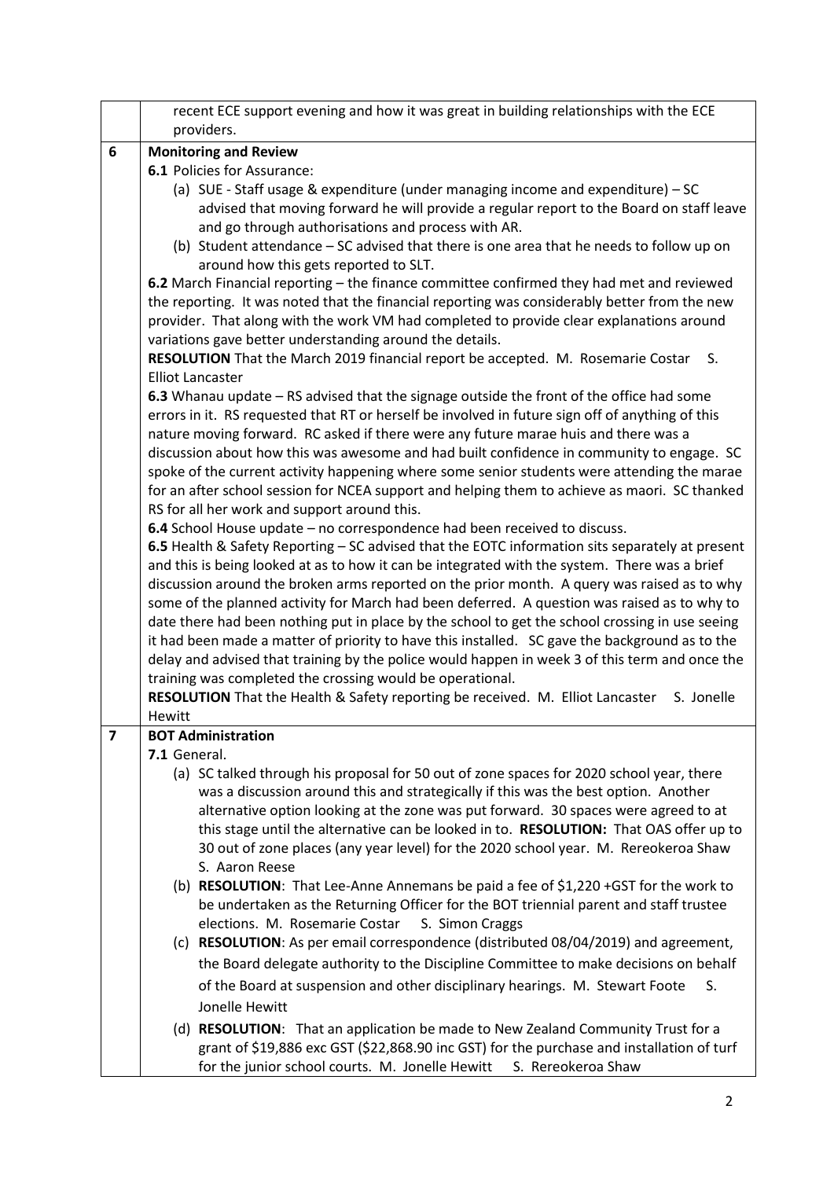| | |
|---|---|
| | recent ECE support evening and how it was great in building relationships with the ECE providers. |
| **6** | **Monitoring and Review**<br>**6.1** Policies for Assurance:<br>(a) SUE - Staff usage & expenditure (under managing income and expenditure) – SC advised that moving forward he will provide a regular report to the Board on staff leave and go through authorisations and process with AR.<br>(b) Student attendance – SC advised that there is one area that he needs to follow up on around how this gets reported to SLT.<br>**6.2** March Financial reporting – the finance committee confirmed they had met and reviewed the reporting. It was noted that the financial reporting was considerably better from the new provider. That along with the work VM had completed to provide clear explanations around variations gave better understanding around the details.<br>**RESOLUTION** That the March 2019 financial report be accepted. M. Rosemarie Costar S. Elliot Lancaster<br>**6.3** Whanau update – RS advised that the signage outside the front of the office had some errors in it. RS requested that RT or herself be involved in future sign off of anything of this nature moving forward. RC asked if there were any future marae huis and there was a discussion about how this was awesome and had built confidence in community to engage. SC spoke of the current activity happening where some senior students were attending the marae for an after school session for NCEA support and helping them to achieve as maori. SC thanked RS for all her work and support around this.<br>**6.4** School House update – no correspondence had been received to discuss.<br>**6.5** Health & Safety Reporting – SC advised that the EOTC information sits separately at present and this is being looked at as to how it can be integrated with the system. There was a brief discussion around the broken arms reported on the prior month. A query was raised as to why some of the planned activity for March had been deferred. A question was raised as to why to date there had been nothing put in place by the school to get the school crossing in use seeing it had been made a matter of priority to have this installed. SC gave the background as to the delay and advised that training by the police would happen in week 3 of this term and once the training was completed the crossing would be operational.<br>**RESOLUTION** That the Health & Safety reporting be received. M. Elliot Lancaster S. Jonelle Hewitt |
| **7** | **BOT Administration**<br>**7.1** General.<br>(a) SC talked through his proposal for 50 out of zone spaces for 2020 school year, there was a discussion around this and strategically if this was the best option. Another alternative option looking at the zone was put forward. 30 spaces were agreed to at this stage until the alternative can be looked in to. **RESOLUTION:** That OAS offer up to 30 out of zone places (any year level) for the 2020 school year. M. Rereokeroa Shaw S. Aaron Reese<br>(b) **RESOLUTION**: That Lee-Anne Annemans be paid a fee of $1,220 +GST for the work to be undertaken as the Returning Officer for the BOT triennial parent and staff trustee elections. M. Rosemarie Costar S. Simon Craggs<br>(c) **RESOLUTION**: As per email correspondence (distributed 08/04/2019) and agreement, the Board delegate authority to the Discipline Committee to make decisions on behalf of the Board at suspension and other disciplinary hearings. M. Stewart Foote S. Jonelle Hewitt<br>(d) **RESOLUTION**: That an application be made to New Zealand Community Trust for a grant of $19,886 exc GST ($22,868.90 inc GST) for the purchase and installation of turf for the junior school courts. M. Jonelle Hewitt S. Rereokeroa Shaw |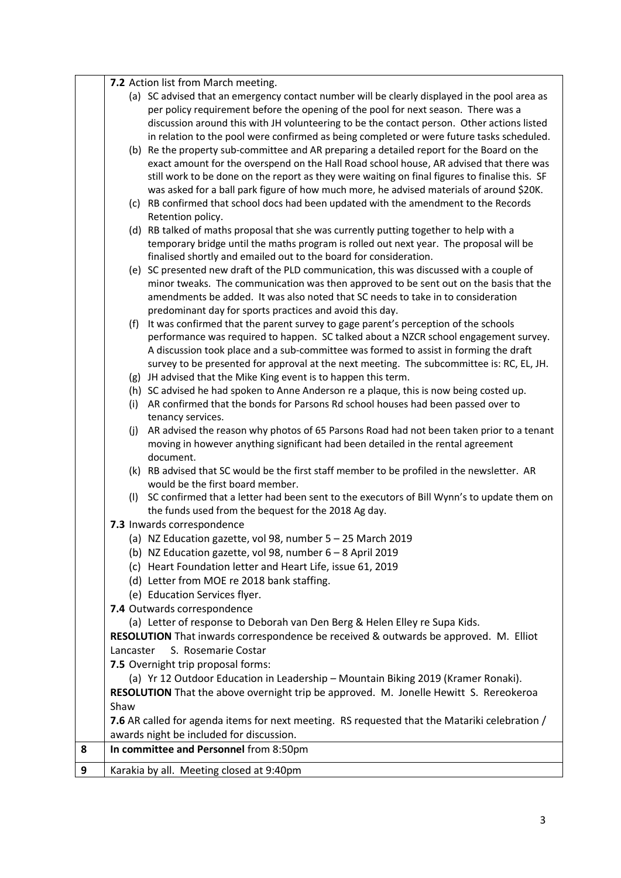| | |
|---|---|
| | **7.2** Action list from March meeting.<br>(a) SC advised that an emergency contact number will be clearly displayed in the pool area as per policy requirement before the opening of the pool for next season. There was a discussion around this with JH volunteering to be the contact person. Other actions listed in relation to the pool were confirmed as being completed or were future tasks scheduled.<br>(b) Re the property sub-committee and AR preparing a detailed report for the Board on the exact amount for the overspend on the Hall Road school house, AR advised that there was still work to be done on the report as they were waiting on final figures to finalise this. SF was asked for a ball park figure of how much more, he advised materials of around $20K.<br>(c) RB confirmed that school docs had been updated with the amendment to the Records Retention policy.<br>(d) RB talked of maths proposal that she was currently putting together to help with a temporary bridge until the maths program is rolled out next year. The proposal will be finalised shortly and emailed out to the board for consideration.<br>(e) SC presented new draft of the PLD communication, this was discussed with a couple of minor tweaks. The communication was then approved to be sent out on the basis that the amendments be added. It was also noted that SC needs to take in to consideration predominant day for sports practices and avoid this day.<br>(f) It was confirmed that the parent survey to gage parent's perception of the schools performance was required to happen. SC talked about a NZCR school engagement survey. A discussion took place and a sub-committee was formed to assist in forming the draft survey to be presented for approval at the next meeting. The subcommittee is: RC, EL, JH.<br>(g) JH advised that the Mike King event is to happen this term.<br>(h) SC advised he had spoken to Anne Anderson re a plaque, this is now being costed up.<br>(i) AR confirmed that the bonds for Parsons Rd school houses had been passed over to tenancy services.<br>(j) AR advised the reason why photos of 65 Parsons Road had not been taken prior to a tenant moving in however anything significant had been detailed in the rental agreement document.<br>(k) RB advised that SC would be the first staff member to be profiled in the newsletter. AR would be the first board member.<br>(l) SC confirmed that a letter had been sent to the executors of Bill Wynn's to update them on the funds used from the bequest for the 2018 Ag day.<br>**7.3** Inwards correspondence<br>(a) NZ Education gazette, vol 98, number 5 – 25 March 2019<br>(b) NZ Education gazette, vol 98, number 6 – 8 April 2019<br>(c) Heart Foundation letter and Heart Life, issue 61, 2019<br>(d) Letter from MOE re 2018 bank staffing.<br>(e) Education Services flyer.<br>**7.4** Outwards correspondence<br>(a) Letter of response to Deborah van Den Berg & Helen Elley re Supa Kids.<br>**RESOLUTION** That inwards correspondence be received & outwards be approved. M. Elliot Lancaster S. Rosemarie Costar<br>**7.5** Overnight trip proposal forms:<br>(a) Yr 12 Outdoor Education in Leadership – Mountain Biking 2019 (Kramer Ronaki).<br>**RESOLUTION** That the above overnight trip be approved. M. Jonelle Hewitt S. Rereokeroa Shaw<br>**7.6** AR called for agenda items for next meeting. RS requested that the Matariki celebration / awards night be included for discussion. |
| **8** | **In committee and Personnel** from 8:50pm |
| **9** | Karakia by all. Meeting closed at 9:40pm |